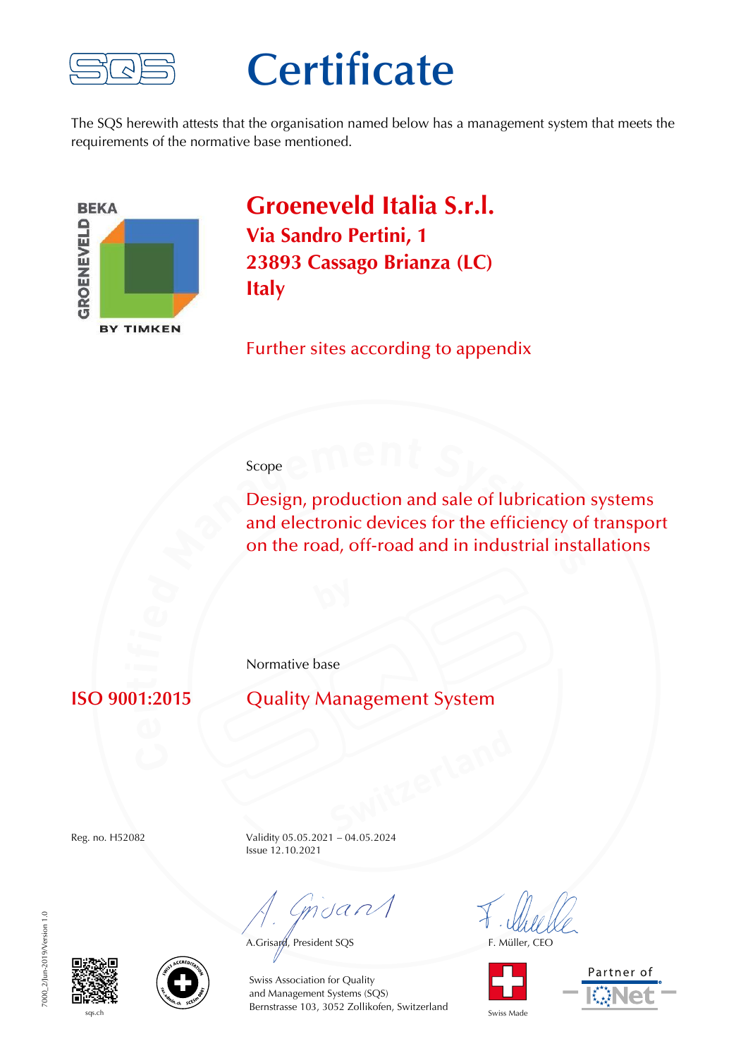# Certificate

The SQS herewith attests that the organisation named below has a management system that meets the requirements of the normative base mentioned.

## Groeneveld Italia S.r.l.

**Via Sandro Pertini, 1**
**23893 Cassago Brianza (LC)**
**Italy**

Further sites according to appendix

Scope

Design, production and sale of lubrication systems and electronic devices for the efficiency of transport on the road, off-road and in industrial installations

Normative base

**ISO 9001:2015** Quality Management System

Reg. no. H52082

Validity 05.05.2021 – 04.05.2024
Issue 12.10.2021

A.Grisard, President SQS

F. Müller, CEO

Swiss Association for Quality and Management Systems (SQS)
Bernstrasse 103, 3052 Zollikofen, Switzerland

sqs.ch

Swiss Made

Partner of IQNet

7000_2/Jun-2019/Version 1.0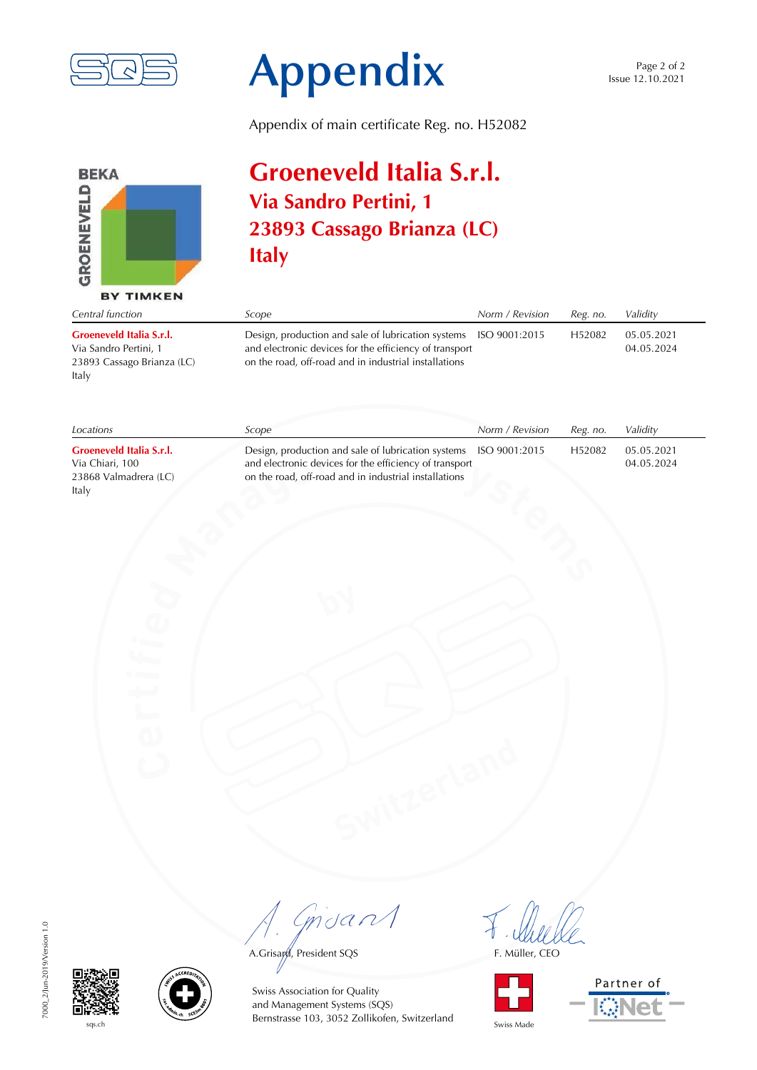# Appendix

Issue 12.10.2021

Appendix of main certificate Reg. no. H52082

## Groeneveld Italia S.r.l.
### Via Sandro Pertini, 1
### 23893 Cassago Brianza (LC)
### Italy

| *Central function* | *Scope* | *Norm / Revision* | *Reg. no.* | *Validity* |
|---|---|---|---|---|
| **Groeneveld Italia S.r.l.** Via Sandro Pertini, 1 23893 Cassago Brianza (LC) Italy | Design, production and sale of lubrication systems and electronic devices for the efficiency of transport on the road, off-road and in industrial installations | ISO 9001:2015 | H52082 | 05.05.2021 04.05.2024 |

| *Locations* | *Scope* | *Norm / Revision* | *Reg. no.* | *Validity* |
|---|---|---|---|---|
| **Groeneveld Italia S.r.l.** Via Chiari, 100 23868 Valmadrera (LC) Italy | Design, production and sale of lubrication systems and electronic devices for the efficiency of transport on the road, off-road and in industrial installations | ISO 9001:2015 | H52082 | 05.05.2021 04.05.2024 |

A.Grisard, President SQS

F. Müller, CEO

Swiss Association for Quality and Management Systems (SQS)
Bernstrasse 103, 3052 Zollikofen, Switzerland

sqs.ch

Swiss Made

Partner of IQNet

7000_2/Jun-2019/Version 1.0